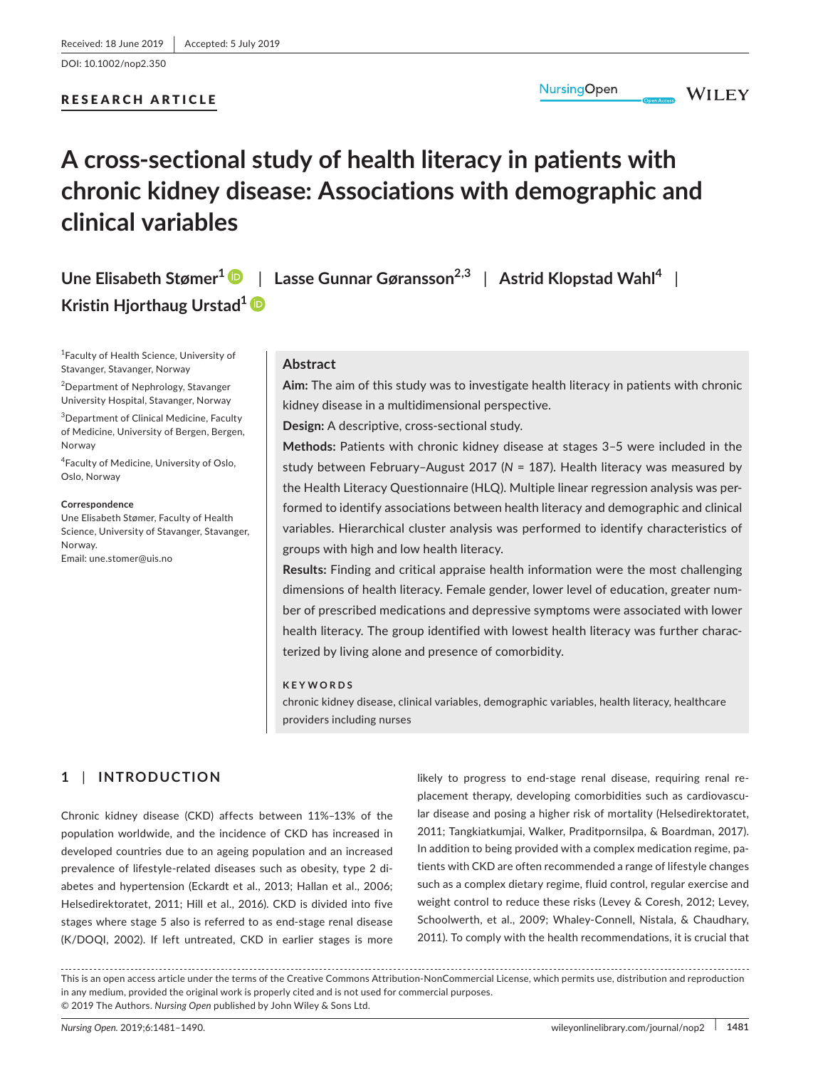Received: 18 June 2019 | Accepted: 5 July 2019

DOI: 10.1002/nop2.350

**RESEARCH ARTICLE**

# A cross-sectional study of health literacy in patients with chronic kidney disease: Associations with demographic and clinical variables

**Une Elisabeth Stømer[1]** | **Lasse Gunnar Gøransson[2,3]** | **Astrid Klopstad Wahl[4]** | **Kristin Hjorthaug Urstad[1]**

[1]Faculty of Health Science, University of Stavanger, Stavanger, Norway

[2]Department of Nephrology, Stavanger University Hospital, Stavanger, Norway

[3]Department of Clinical Medicine, Faculty of Medicine, University of Bergen, Bergen, Norway

[4]Faculty of Medicine, University of Oslo, Oslo, Norway

**Correspondence**
Une Elisabeth Stømer, Faculty of Health Science, University of Stavanger, Stavanger, Norway.
Email: une.stomer@uis.no

## Abstract

**Aim:** The aim of this study was to investigate health literacy in patients with chronic kidney disease in a multidimensional perspective.

**Design:** A descriptive, cross-sectional study.

**Methods:** Patients with chronic kidney disease at stages 3–5 were included in the study between February–August 2017 (*N* = 187). Health literacy was measured by the Health Literacy Questionnaire (HLQ). Multiple linear regression analysis was performed to identify associations between health literacy and demographic and clinical variables. Hierarchical cluster analysis was performed to identify characteristics of groups with high and low health literacy.

**Results:** Finding and critical appraise health information were the most challenging dimensions of health literacy. Female gender, lower level of education, greater number of prescribed medications and depressive symptoms were associated with lower health literacy. The group identified with lowest health literacy was further characterized by living alone and presence of comorbidity.

**KEYWORDS**

chronic kidney disease, clinical variables, demographic variables, health literacy, healthcare providers including nurses

## 1 | INTRODUCTION

Chronic kidney disease (CKD) affects between 11%–13% of the population worldwide, and the incidence of CKD has increased in developed countries due to an ageing population and an increased prevalence of lifestyle-related diseases such as obesity, type 2 diabetes and hypertension (Eckardt et al., 2013; Hallan et al., 2006; Helsedirektoratet, 2011; Hill et al., 2016). CKD is divided into five stages where stage 5 also is referred to as end-stage renal disease (K/DOQI, 2002). If left untreated, CKD in earlier stages is more likely to progress to end-stage renal disease, requiring renal replacement therapy, developing comorbidities such as cardiovascular disease and posing a higher risk of mortality (Helsedirektoratet, 2011; Tangkiatkumjai, Walker, Praditpornsilpa, & Boardman, 2017). In addition to being provided with a complex medication regime, patients with CKD are often recommended a range of lifestyle changes such as a complex dietary regime, fluid control, regular exercise and weight control to reduce these risks (Levey & Coresh, 2012; Levey, Schoolwerth, et al., 2009; Whaley-Connell, Nistala, & Chaudhary, 2011). To comply with the health recommendations, it is crucial that

This is an open access article under the terms of the Creative Commons Attribution-NonCommercial License, which permits use, distribution and reproduction in any medium, provided the original work is properly cited and is not used for commercial purposes.
© 2019 The Authors. *Nursing Open* published by John Wiley & Sons Ltd.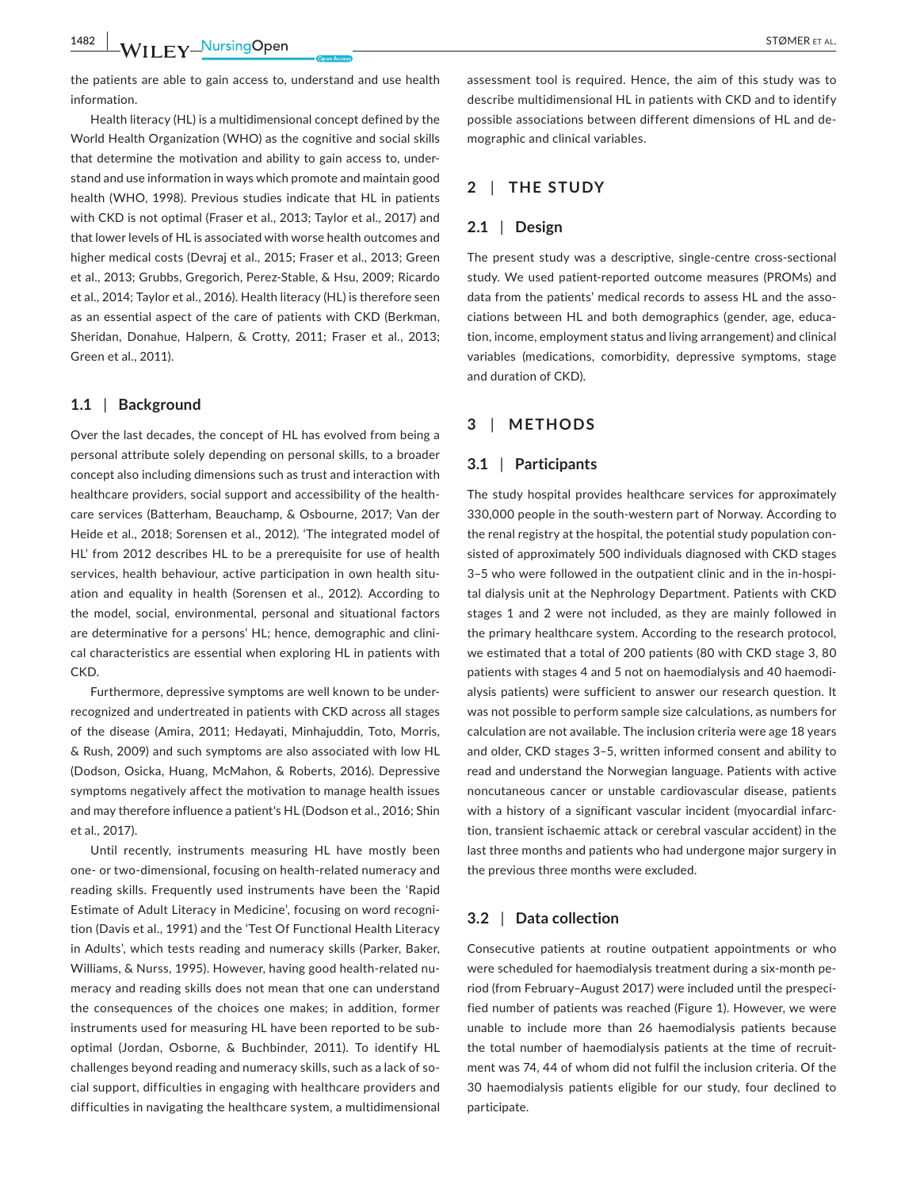the patients are able to gain access to, understand and use health information.

Health literacy (HL) is a multidimensional concept defined by the World Health Organization (WHO) as the cognitive and social skills that determine the motivation and ability to gain access to, understand and use information in ways which promote and maintain good health (WHO, 1998). Previous studies indicate that HL in patients with CKD is not optimal (Fraser et al., 2013; Taylor et al., 2017) and that lower levels of HL is associated with worse health outcomes and higher medical costs (Devraj et al., 2015; Fraser et al., 2013; Green et al., 2013; Grubbs, Gregorich, Perez-Stable, & Hsu, 2009; Ricardo et al., 2014; Taylor et al., 2016). Health literacy (HL) is therefore seen as an essential aspect of the care of patients with CKD (Berkman, Sheridan, Donahue, Halpern, & Crotty, 2011; Fraser et al., 2013; Green et al., 2011).

### 1.1 | Background

Over the last decades, the concept of HL has evolved from being a personal attribute solely depending on personal skills, to a broader concept also including dimensions such as trust and interaction with healthcare providers, social support and accessibility of the healthcare services (Batterham, Beauchamp, & Osbourne, 2017; Van der Heide et al., 2018; Sorensen et al., 2012). 'The integrated model of HL' from 2012 describes HL to be a prerequisite for use of health services, health behaviour, active participation in own health situation and equality in health (Sorensen et al., 2012). According to the model, social, environmental, personal and situational factors are determinative for a persons' HL; hence, demographic and clinical characteristics are essential when exploring HL in patients with CKD.

Furthermore, depressive symptoms are well known to be underrecognized and undertreated in patients with CKD across all stages of the disease (Amira, 2011; Hedayati, Minhajuddin, Toto, Morris, & Rush, 2009) and such symptoms are also associated with low HL (Dodson, Osicka, Huang, McMahon, & Roberts, 2016). Depressive symptoms negatively affect the motivation to manage health issues and may therefore influence a patient's HL (Dodson et al., 2016; Shin et al., 2017).

Until recently, instruments measuring HL have mostly been one- or two-dimensional, focusing on health-related numeracy and reading skills. Frequently used instruments have been the 'Rapid Estimate of Adult Literacy in Medicine', focusing on word recognition (Davis et al., 1991) and the 'Test Of Functional Health Literacy in Adults', which tests reading and numeracy skills (Parker, Baker, Williams, & Nurss, 1995). However, having good health-related numeracy and reading skills does not mean that one can understand the consequences of the choices one makes; in addition, former instruments used for measuring HL have been reported to be suboptimal (Jordan, Osborne, & Buchbinder, 2011). To identify HL challenges beyond reading and numeracy skills, such as a lack of social support, difficulties in engaging with healthcare providers and difficulties in navigating the healthcare system, a multidimensional assessment tool is required. Hence, the aim of this study was to describe multidimensional HL in patients with CKD and to identify possible associations between different dimensions of HL and demographic and clinical variables.

## 2 | THE STUDY

### 2.1 | Design

The present study was a descriptive, single-centre cross-sectional study. We used patient-reported outcome measures (PROMs) and data from the patients' medical records to assess HL and the associations between HL and both demographics (gender, age, education, income, employment status and living arrangement) and clinical variables (medications, comorbidity, depressive symptoms, stage and duration of CKD).

## 3 | METHODS

### 3.1 | Participants

The study hospital provides healthcare services for approximately 330,000 people in the south-western part of Norway. According to the renal registry at the hospital, the potential study population consisted of approximately 500 individuals diagnosed with CKD stages 3–5 who were followed in the outpatient clinic and in the in-hospital dialysis unit at the Nephrology Department. Patients with CKD stages 1 and 2 were not included, as they are mainly followed in the primary healthcare system. According to the research protocol, we estimated that a total of 200 patients (80 with CKD stage 3, 80 patients with stages 4 and 5 not on haemodialysis and 40 haemodialysis patients) were sufficient to answer our research question. It was not possible to perform sample size calculations, as numbers for calculation are not available. The inclusion criteria were age 18 years and older, CKD stages 3–5, written informed consent and ability to read and understand the Norwegian language. Patients with active noncutaneous cancer or unstable cardiovascular disease, patients with a history of a significant vascular incident (myocardial infarction, transient ischaemic attack or cerebral vascular accident) in the last three months and patients who had undergone major surgery in the previous three months were excluded.

### 3.2 | Data collection

Consecutive patients at routine outpatient appointments or who were scheduled for haemodialysis treatment during a six-month period (from February–August 2017) were included until the prespecified number of patients was reached (Figure 1). However, we were unable to include more than 26 haemodialysis patients because the total number of haemodialysis patients at the time of recruitment was 74, 44 of whom did not fulfil the inclusion criteria. Of the 30 haemodialysis patients eligible for our study, four declined to participate.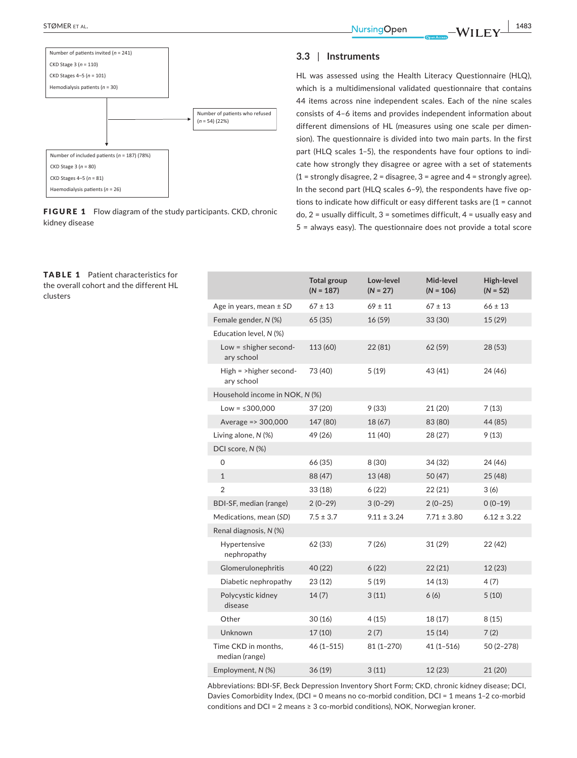Number of patients invited ($n$ = 241)

CKD Stage 3 ($n$ = 110)

CKD Stages 4–5 ($n$ = 101)

Hemodialysis patients ($n$ = 30)

Number of patients who refused ($n$ = 54) (22%)

Number of included patients ($n$ = 187) (78%)

CKD Stage 3 ($n$ = 80)

CKD Stages 4–5 ($n$ = 81)

Haemodialysis patients ($n$ = 26)

**FIGURE 1** Flow diagram of the study participants. CKD, chronic kidney disease

## 3.3 | Instruments

HL was assessed using the Health Literacy Questionnaire (HLQ), which is a multidimensional validated questionnaire that contains 44 items across nine independent scales. Each of the nine scales consists of 4–6 items and provides independent information about different dimensions of HL (measures using one scale per dimension). The questionnaire is divided into two main parts. In the first part (HLQ scales 1–5), the respondents have four options to indicate how strongly they disagree or agree with a set of statements (1 = strongly disagree, 2 = disagree, 3 = agree and 4 = strongly agree). In the second part (HLQ scales 6–9), the respondents have five options to indicate how difficult or easy different tasks are (1 = cannot do, 2 = usually difficult, 3 = sometimes difficult, 4 = usually easy and 5 = always easy). The questionnaire does not provide a total score

**TABLE 1** Patient characteristics for the overall cohort and the different HL clusters

| | Total group ($N$ = 187) | Low-level ($N$ = 27) | Mid-level ($N$ = 106) | High-level ($N$ = 52) |
|---|---|---|---|---|
| Age in years, mean ± *SD* | 67 ± 13 | 69 ± 11 | 67 ± 13 | 66 ± 13 |
| Female gender, *N* (%) | 65 (35) | 16 (59) | 33 (30) | 15 (29) |
| Education level, *N* (%) | | | | |
| Low = ≤higher secondary school | 113 (60) | 22 (81) | 62 (59) | 28 (53) |
| High = >higher secondary school | 73 (40) | 5 (19) | 43 (41) | 24 (46) |
| Household income in NOK, *N* (%) | | | | |
| Low = ≤300,000 | 37 (20) | 9 (33) | 21 (20) | 7 (13) |
| Average => 300,000 | 147 (80) | 18 (67) | 83 (80) | 44 (85) |
| Living alone, *N* (%) | 49 (26) | 11 (40) | 28 (27) | 9 (13) |
| DCI score, *N* (%) | | | | |
| 0 | 66 (35) | 8 (30) | 34 (32) | 24 (46) |
| 1 | 88 (47) | 13 (48) | 50 (47) | 25 (48) |
| 2 | 33 (18) | 6 (22) | 22 (21) | 3 (6) |
| BDI-SF, median (range) | 2 (0–29) | 3 (0–29) | 2 (0–25) | 0 (0–19) |
| Medications, mean (*SD*) | 7.5 ± 3.7 | 9.11 ± 3.24 | 7.71 ± 3.80 | 6.12 ± 3.22 |
| Renal diagnosis, *N* (%) | | | | |
| Hypertensive nephropathy | 62 (33) | 7 (26) | 31 (29) | 22 (42) |
| Glomerulonephritis | 40 (22) | 6 (22) | 22 (21) | 12 (23) |
| Diabetic nephropathy | 23 (12) | 5 (19) | 14 (13) | 4 (7) |
| Polycystic kidney disease | 14 (7) | 3 (11) | 6 (6) | 5 (10) |
| Other | 30 (16) | 4 (15) | 18 (17) | 8 (15) |
| Unknown | 17 (10) | 2 (7) | 15 (14) | 7 (2) |
| Time CKD in months, median (range) | 46 (1–515) | 81 (1–270) | 41 (1–516) | 50 (2–278) |
| Employment, *N* (%) | 36 (19) | 3 (11) | 12 (23) | 21 (20) |

Abbreviations: BDI-SF, Beck Depression Inventory Short Form; CKD, chronic kidney disease; DCI, Davies Comorbidity Index, (DCI = 0 means no co-morbid condition, DCI = 1 means 1–2 co-morbid conditions and DCI = 2 means ≥ 3 co-morbid conditions), NOK, Norwegian kroner.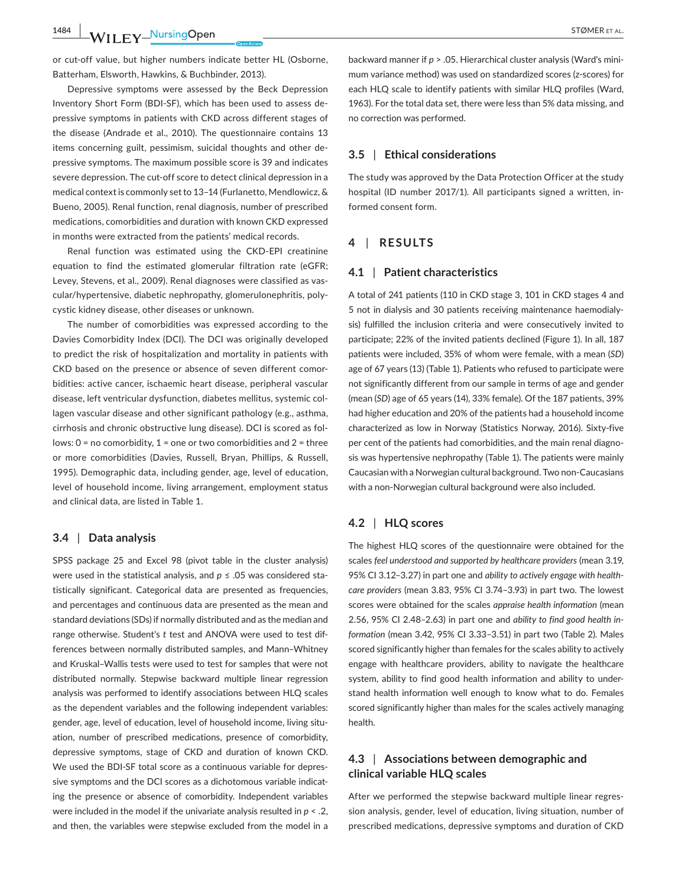or cut-off value, but higher numbers indicate better HL (Osborne, Batterham, Elsworth, Hawkins, & Buchbinder, 2013).

Depressive symptoms were assessed by the Beck Depression Inventory Short Form (BDI-SF), which has been used to assess depressive symptoms in patients with CKD across different stages of the disease (Andrade et al., 2010). The questionnaire contains 13 items concerning guilt, pessimism, suicidal thoughts and other depressive symptoms. The maximum possible score is 39 and indicates severe depression. The cut-off score to detect clinical depression in a medical context is commonly set to 13–14 (Furlanetto, Mendlowicz, & Bueno, 2005). Renal function, renal diagnosis, number of prescribed medications, comorbidities and duration with known CKD expressed in months were extracted from the patients' medical records.

Renal function was estimated using the CKD-EPI creatinine equation to find the estimated glomerular filtration rate (eGFR; Levey, Stevens, et al., 2009). Renal diagnoses were classified as vascular/hypertensive, diabetic nephropathy, glomerulonephritis, polycystic kidney disease, other diseases or unknown.

The number of comorbidities was expressed according to the Davies Comorbidity Index (DCI). The DCI was originally developed to predict the risk of hospitalization and mortality in patients with CKD based on the presence or absence of seven different comorbidities: active cancer, ischaemic heart disease, peripheral vascular disease, left ventricular dysfunction, diabetes mellitus, systemic collagen vascular disease and other significant pathology (e.g., asthma, cirrhosis and chronic obstructive lung disease). DCI is scored as follows: 0 = no comorbidity, 1 = one or two comorbidities and 2 = three or more comorbidities (Davies, Russell, Bryan, Phillips, & Russell, 1995). Demographic data, including gender, age, level of education, level of household income, living arrangement, employment status and clinical data, are listed in Table 1.

### 3.4 | Data analysis

SPSS package 25 and Excel 98 (pivot table in the cluster analysis) were used in the statistical analysis, and $p \le .05$ was considered statistically significant. Categorical data are presented as frequencies, and percentages and continuous data are presented as the mean and standard deviations (SDs) if normally distributed and as the median and range otherwise. Student's *t* test and ANOVA were used to test differences between normally distributed samples, and Mann–Whitney and Kruskal–Wallis tests were used to test for samples that were not distributed normally. Stepwise backward multiple linear regression analysis was performed to identify associations between HLQ scales as the dependent variables and the following independent variables: gender, age, level of education, level of household income, living situation, number of prescribed medications, presence of comorbidity, depressive symptoms, stage of CKD and duration of known CKD. We used the BDI-SF total score as a continuous variable for depressive symptoms and the DCI scores as a dichotomous variable indicating the presence or absence of comorbidity. Independent variables were included in the model if the univariate analysis resulted in $p < .2$, and then, the variables were stepwise excluded from the model in a backward manner if $p > .05$. Hierarchical cluster analysis (Ward's minimum variance method) was used on standardized scores (z-scores) for each HLQ scale to identify patients with similar HLQ profiles (Ward, 1963). For the total data set, there were less than 5% data missing, and no correction was performed.

### 3.5 | Ethical considerations

The study was approved by the Data Protection Officer at the study hospital (ID number 2017/1). All participants signed a written, informed consent form.

## 4 | RESULTS

### 4.1 | Patient characteristics

A total of 241 patients (110 in CKD stage 3, 101 in CKD stages 4 and 5 not in dialysis and 30 patients receiving maintenance haemodialysis) fulfilled the inclusion criteria and were consecutively invited to participate; 22% of the invited patients declined (Figure 1). In all, 187 patients were included, 35% of whom were female, with a mean (*SD*) age of 67 years (13) (Table 1). Patients who refused to participate were not significantly different from our sample in terms of age and gender (mean (*SD*) age of 65 years (14), 33% female). Of the 187 patients, 39% had higher education and 20% of the patients had a household income characterized as low in Norway (Statistics Norway, 2016). Sixty-five per cent of the patients had comorbidities, and the main renal diagnosis was hypertensive nephropathy (Table 1). The patients were mainly Caucasian with a Norwegian cultural background. Two non-Caucasians with a non-Norwegian cultural background were also included.

### 4.2 | HLQ scores

The highest HLQ scores of the questionnaire were obtained for the scales *feel understood and supported by healthcare providers* (mean 3.19, 95% CI 3.12–3.27) in part one and *ability to actively engage with healthcare providers* (mean 3.83, 95% CI 3.74–3.93) in part two. The lowest scores were obtained for the scales *appraise health information* (mean 2.56, 95% CI 2.48–2.63) in part one and *ability to find good health information* (mean 3.42, 95% CI 3.33–3.51) in part two (Table 2). Males scored significantly higher than females for the scales ability to actively engage with healthcare providers, ability to navigate the healthcare system, ability to find good health information and ability to understand health information well enough to know what to do. Females scored significantly higher than males for the scales actively managing health.

### 4.3 | Associations between demographic and clinical variable HLQ scales

After we performed the stepwise backward multiple linear regression analysis, gender, level of education, living situation, number of prescribed medications, depressive symptoms and duration of CKD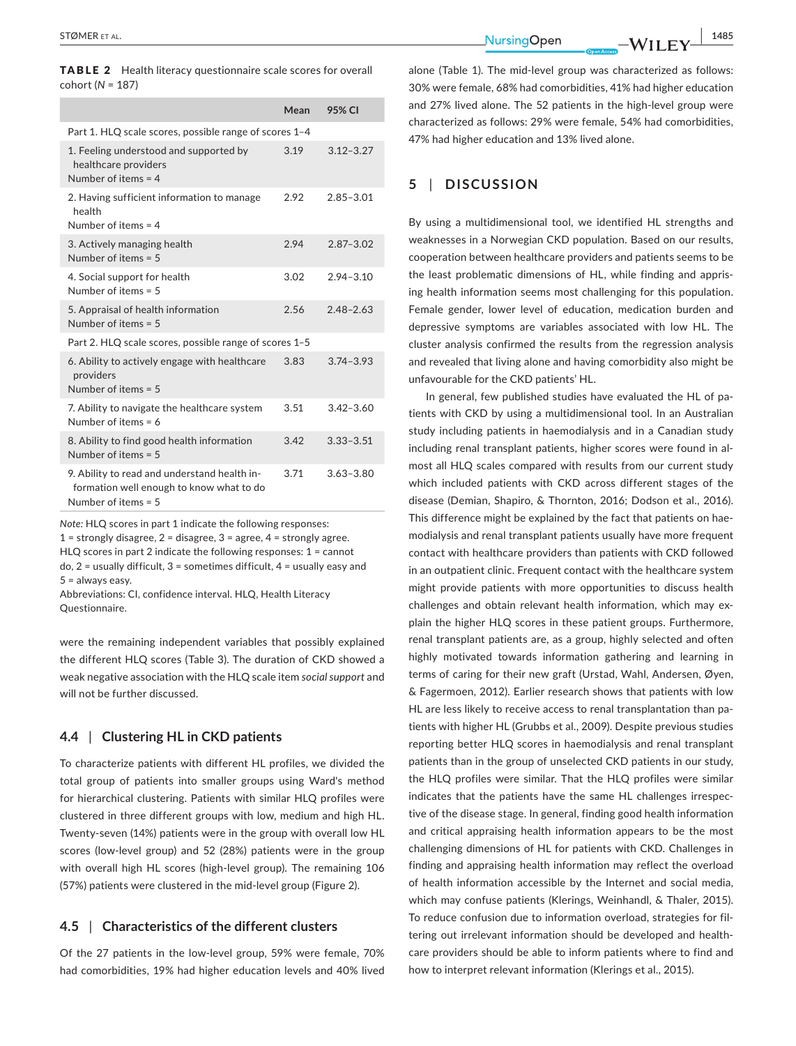**TABLE 2** Health literacy questionnaire scale scores for overall cohort ($N$ = 187)

| | Mean | 95% CI |
|---|---|---|
| Part 1. HLQ scale scores, possible range of scores 1–4 | | |
| 1. Feeling understood and supported by healthcare providers<br>Number of items = 4 | 3.19 | 3.12–3.27 |
| 2. Having sufficient information to manage health<br>Number of items = 4 | 2.92 | 2.85–3.01 |
| 3. Actively managing health<br>Number of items = 5 | 2.94 | 2.87–3.02 |
| 4. Social support for health<br>Number of items = 5 | 3.02 | 2.94–3.10 |
| 5. Appraisal of health information<br>Number of items = 5 | 2.56 | 2.48–2.63 |
| Part 2. HLQ scale scores, possible range of scores 1–5 | | |
| 6. Ability to actively engage with healthcare providers<br>Number of items = 5 | 3.83 | 3.74–3.93 |
| 7. Ability to navigate the healthcare system<br>Number of items = 6 | 3.51 | 3.42–3.60 |
| 8. Ability to find good health information<br>Number of items = 5 | 3.42 | 3.33–3.51 |
| 9. Ability to read and understand health information well enough to know what to do<br>Number of items = 5 | 3.71 | 3.63–3.80 |

*Note:* HLQ scores in part 1 indicate the following responses: 1 = strongly disagree, 2 = disagree, 3 = agree, 4 = strongly agree. HLQ scores in part 2 indicate the following responses: 1 = cannot do, 2 = usually difficult, 3 = sometimes difficult, 4 = usually easy and 5 = always easy.
Abbreviations: CI, confidence interval. HLQ, Health Literacy Questionnaire.

were the remaining independent variables that possibly explained the different HLQ scores (Table 3). The duration of CKD showed a weak negative association with the HLQ scale item *social support* and will not be further discussed.

### 4.4 | Clustering HL in CKD patients

To characterize patients with different HL profiles, we divided the total group of patients into smaller groups using Ward's method for hierarchical clustering. Patients with similar HLQ profiles were clustered in three different groups with low, medium and high HL. Twenty-seven (14%) patients were in the group with overall low HL scores (low-level group) and 52 (28%) patients were in the group with overall high HL scores (high-level group). The remaining 106 (57%) patients were clustered in the mid-level group (Figure 2).

### 4.5 | Characteristics of the different clusters

Of the 27 patients in the low-level group, 59% were female, 70% had comorbidities, 19% had higher education levels and 40% lived alone (Table 1). The mid-level group was characterized as follows: 30% were female, 68% had comorbidities, 41% had higher education and 27% lived alone. The 52 patients in the high-level group were characterized as follows: 29% were female, 54% had comorbidities, 47% had higher education and 13% lived alone.

## 5 | DISCUSSION

By using a multidimensional tool, we identified HL strengths and weaknesses in a Norwegian CKD population. Based on our results, cooperation between healthcare providers and patients seems to be the least problematic dimensions of HL, while finding and appraising health information seems most challenging for this population. Female gender, lower level of education, medication burden and depressive symptoms are variables associated with low HL. The cluster analysis confirmed the results from the regression analysis and revealed that living alone and having comorbidity also might be unfavourable for the CKD patients' HL.

In general, few published studies have evaluated the HL of patients with CKD by using a multidimensional tool. In an Australian study including patients in haemodialysis and in a Canadian study including renal transplant patients, higher scores were found in almost all HLQ scales compared with results from our current study which included patients with CKD across different stages of the disease (Demian, Shapiro, & Thornton, 2016; Dodson et al., 2016). This difference might be explained by the fact that patients on haemodialysis and renal transplant patients usually have more frequent contact with healthcare providers than patients with CKD followed in an outpatient clinic. Frequent contact with the healthcare system might provide patients with more opportunities to discuss health challenges and obtain relevant health information, which may explain the higher HLQ scores in these patient groups. Furthermore, renal transplant patients are, as a group, highly selected and often highly motivated towards information gathering and learning in terms of caring for their new graft (Urstad, Wahl, Andersen, Øyen, & Fagermoen, 2012). Earlier research shows that patients with low HL are less likely to receive access to renal transplantation than patients with higher HL (Grubbs et al., 2009). Despite previous studies reporting better HLQ scores in haemodialysis and renal transplant patients than in the group of unselected CKD patients in our study, the HLQ profiles were similar. That the HLQ profiles were similar indicates that the patients have the same HL challenges irrespective of the disease stage. In general, finding good health information and critical appraising health information appears to be the most challenging dimensions of HL for patients with CKD. Challenges in finding and appraising health information may reflect the overload of health information accessible by the Internet and social media, which may confuse patients (Klerings, Weinhandl, & Thaler, 2015). To reduce confusion due to information overload, strategies for filtering out irrelevant information should be developed and healthcare providers should be able to inform patients where to find and how to interpret relevant information (Klerings et al., 2015).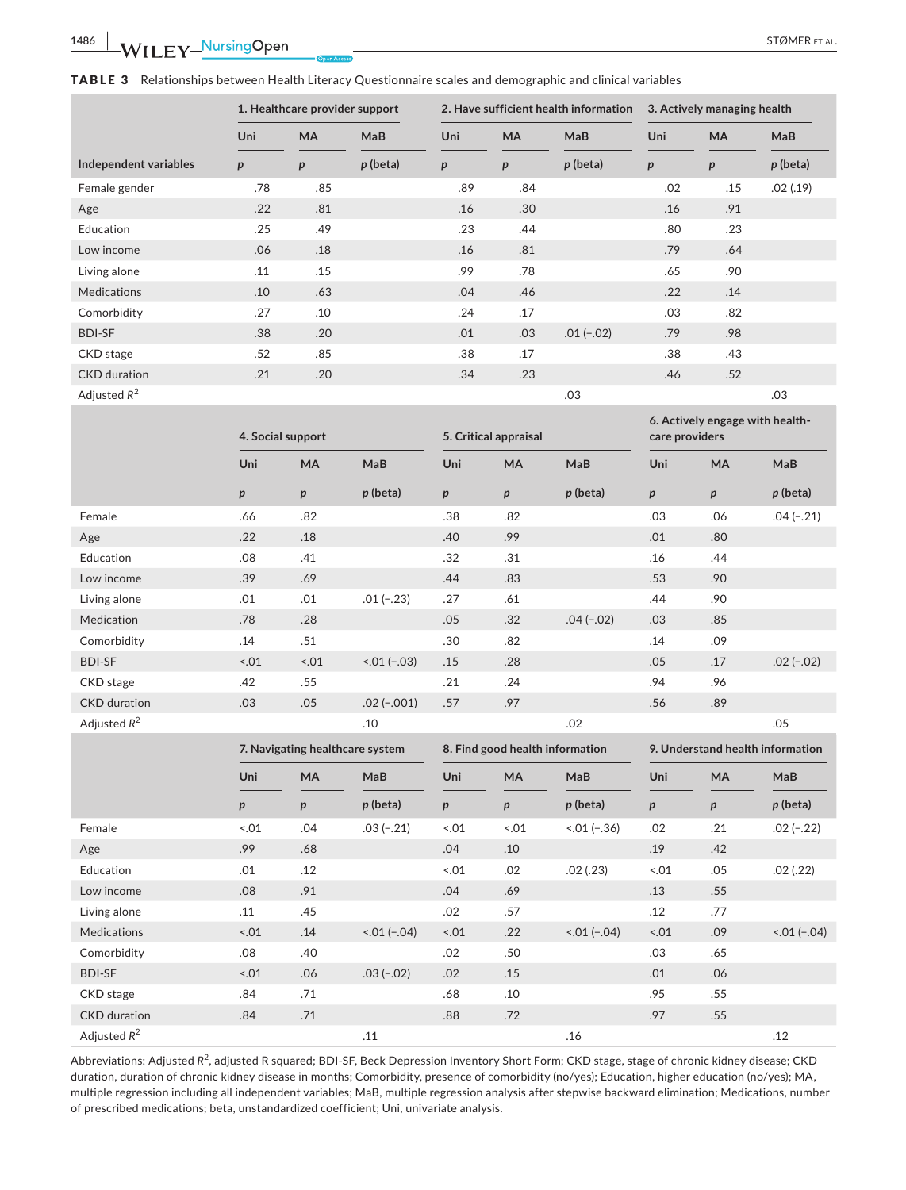**TABLE 3** Relationships between Health Literacy Questionnaire scales and demographic and clinical variables

| | 1. Healthcare provider support | | | 2. Have sufficient health information | | | 3. Actively managing health | | |
|---|---|---|---|---|---|---|---|---|---|
| | Uni | MA | MaB | Uni | MA | MaB | Uni | MA | MaB |
| Independent variables | *p* | *p* | *p* (beta) | *p* | *p* | *p* (beta) | *p* | *p* | *p* (beta) |
| Female gender | .78 | .85 | | .89 | .84 | | .02 | .15 | .02 (.19) |
| Age | .22 | .81 | | .16 | .30 | | .16 | .91 | |
| Education | .25 | .49 | | .23 | .44 | | .80 | .23 | |
| Low income | .06 | .18 | | .16 | .81 | | .79 | .64 | |
| Living alone | .11 | .15 | | .99 | .78 | | .65 | .90 | |
| Medications | .10 | .63 | | .04 | .46 | | .22 | .14 | |
| Comorbidity | .27 | .10 | | .24 | .17 | | .03 | .82 | |
| BDI-SF | .38 | .20 | | .01 | .03 | .01 (−.02) | .79 | .98 | |
| CKD stage | .52 | .85 | | .38 | .17 | | .38 | .43 | |
| CKD duration | .21 | .20 | | .34 | .23 | | .46 | .52 | |
| Adjusted $R^2$ | | | | | | .03 | | | .03 |
| | **4. Social support** | | | **5. Critical appraisal** | | | **6. Actively engage with healthcare providers** | | |
| | Uni | MA | MaB | Uni | MA | MaB | Uni | MA | MaB |
| | *p* | *p* | *p* (beta) | *p* | *p* | *p* (beta) | *p* | *p* | *p* (beta) |
| Female | .66 | .82 | | .38 | .82 | | .03 | .06 | .04 (−.21) |
| Age | .22 | .18 | | .40 | .99 | | .01 | .80 | |
| Education | .08 | .41 | | .32 | .31 | | .16 | .44 | |
| Low income | .39 | .69 | | .44 | .83 | | .53 | .90 | |
| Living alone | .01 | .01 | .01 (−.23) | .27 | .61 | | .44 | .90 | |
| Medication | .78 | .28 | | .05 | .32 | .04 (−.02) | .03 | .85 | |
| Comorbidity | .14 | .51 | | .30 | .82 | | .14 | .09 | |
| BDI-SF | <.01 | <.01 | <.01 (−.03) | .15 | .28 | | .05 | .17 | .02 (−.02) |
| CKD stage | .42 | .55 | | .21 | .24 | | .94 | .96 | |
| CKD duration | .03 | .05 | .02 (−.001) | .57 | .97 | | .56 | .89 | |
| Adjusted $R^2$ | | | .10 | | | .02 | | | .05 |
| | **7. Navigating healthcare system** | | | **8. Find good health information** | | | **9. Understand health information** | | |
| | Uni | MA | MaB | Uni | MA | MaB | Uni | MA | MaB |
| | *p* | *p* | *p* (beta) | *p* | *p* | *p* (beta) | *p* | *p* | *p* (beta) |
| Female | <.01 | .04 | .03 (−.21) | <.01 | <.01 | <.01 (−.36) | .02 | .21 | .02 (−.22) |
| Age | .99 | .68 | | .04 | .10 | | .19 | .42 | |
| Education | .01 | .12 | | <.01 | .02 | .02 (.23) | <.01 | .05 | .02 (.22) |
| Low income | .08 | .91 | | .04 | .69 | | .13 | .55 | |
| Living alone | .11 | .45 | | .02 | .57 | | .12 | .77 | |
| Medications | <.01 | .14 | <.01 (−.04) | <.01 | .22 | <.01 (−.04) | <.01 | .09 | <.01 (−.04) |
| Comorbidity | .08 | .40 | | .02 | .50 | | .03 | .65 | |
| BDI-SF | <.01 | .06 | .03 (−.02) | .02 | .15 | | .01 | .06 | |
| CKD stage | .84 | .71 | | .68 | .10 | | .95 | .55 | |
| CKD duration | .84 | .71 | | .88 | .72 | | .97 | .55 | |
| Adjusted $R^2$ | | | .11 | | | .16 | | | .12 |

Abbreviations: Adjusted $R^2$, adjusted R squared; BDI-SF, Beck Depression Inventory Short Form; CKD stage, stage of chronic kidney disease; CKD duration, duration of chronic kidney disease in months; Comorbidity, presence of comorbidity (no/yes); Education, higher education (no/yes); MA, multiple regression including all independent variables; MaB, multiple regression analysis after stepwise backward elimination; Medications, number of prescribed medications; beta, unstandardized coefficient; Uni, univariate analysis.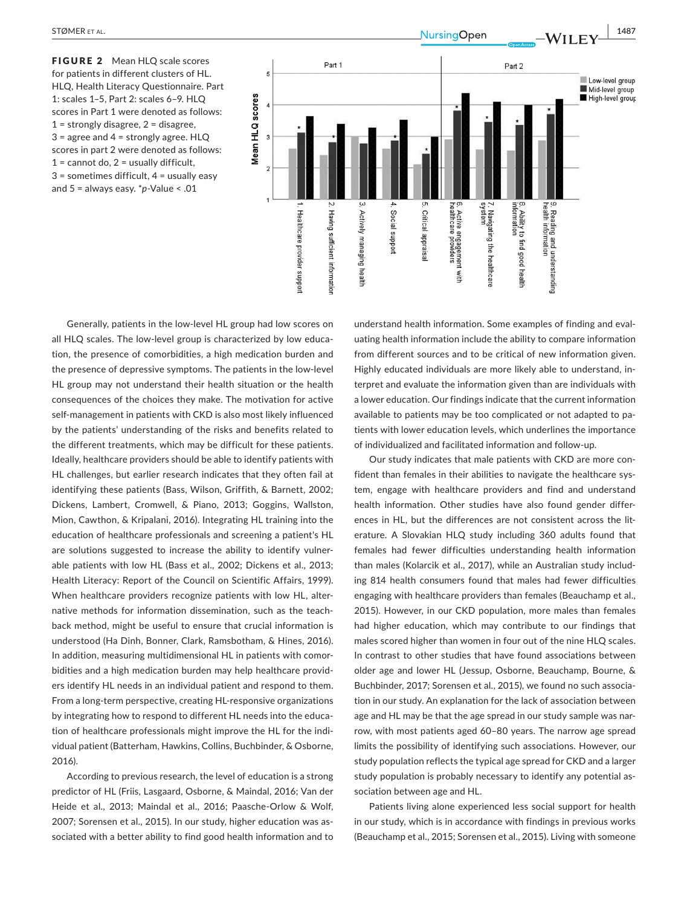**FIGURE 2** Mean HLQ scale scores for patients in different clusters of HL. HLQ, Health Literacy Questionnaire. Part 1: scales 1–5, Part 2: scales 6–9. HLQ scores in Part 1 were denoted as follows: 1 = strongly disagree, 2 = disagree, 3 = agree and 4 = strongly agree. HLQ scores in part 2 were denoted as follows: 1 = cannot do, 2 = usually difficult, 3 = sometimes difficult, 4 = usually easy and 5 = always easy. *p-Value < .01

Generally, patients in the low-level HL group had low scores on all HLQ scales. The low-level group is characterized by low education, the presence of comorbidities, a high medication burden and the presence of depressive symptoms. The patients in the low-level HL group may not understand their health situation or the health consequences of the choices they make. The motivation for active self-management in patients with CKD is also most likely influenced by the patients' understanding of the risks and benefits related to the different treatments, which may be difficult for these patients. Ideally, healthcare providers should be able to identify patients with HL challenges, but earlier research indicates that they often fail at identifying these patients (Bass, Wilson, Griffith, & Barnett, 2002; Dickens, Lambert, Cromwell, & Piano, 2013; Goggins, Wallston, Mion, Cawthon, & Kripalani, 2016). Integrating HL training into the education of healthcare professionals and screening a patient's HL are solutions suggested to increase the ability to identify vulnerable patients with low HL (Bass et al., 2002; Dickens et al., 2013; Health Literacy: Report of the Council on Scientific Affairs, 1999). When healthcare providers recognize patients with low HL, alternative methods for information dissemination, such as the teach-back method, might be useful to ensure that crucial information is understood (Ha Dinh, Bonner, Clark, Ramsbotham, & Hines, 2016). In addition, measuring multidimensional HL in patients with comorbidities and a high medication burden may help healthcare providers identify HL needs in an individual patient and respond to them. From a long-term perspective, creating HL-responsive organizations by integrating how to respond to different HL needs into the education of healthcare professionals might improve the HL for the individual patient (Batterham, Hawkins, Collins, Buchbinder, & Osborne, 2016).

According to previous research, the level of education is a strong predictor of HL (Friis, Lasgaard, Osborne, & Maindal, 2016; Van der Heide et al., 2013; Maindal et al., 2016; Paasche-Orlow & Wolf, 2007; Sorensen et al., 2015). In our study, higher education was associated with a better ability to find good health information and to understand health information. Some examples of finding and evaluating health information include the ability to compare information from different sources and to be critical of new information given. Highly educated individuals are more likely able to understand, interpret and evaluate the information given than are individuals with a lower education. Our findings indicate that the current information available to patients may be too complicated or not adapted to patients with lower education levels, which underlines the importance of individualized and facilitated information and follow-up.

Our study indicates that male patients with CKD are more confident than females in their abilities to navigate the healthcare system, engage with healthcare providers and find and understand health information. Other studies have also found gender differences in HL, but the differences are not consistent across the literature. A Slovakian HLQ study including 360 adults found that females had fewer difficulties understanding health information than males (Kolarcik et al., 2017), while an Australian study including 814 health consumers found that males had fewer difficulties engaging with healthcare providers than females (Beauchamp et al., 2015). However, in our CKD population, more males than females had higher education, which may contribute to our findings that males scored higher than women in four out of the nine HLQ scales. In contrast to other studies that have found associations between older age and lower HL (Jessup, Osborne, Beauchamp, Bourne, & Buchbinder, 2017; Sorensen et al., 2015), we found no such association in our study. An explanation for the lack of association between age and HL may be that the age spread in our study sample was narrow, with most patients aged 60–80 years. The narrow age spread limits the possibility of identifying such associations. However, our study population reflects the typical age spread for CKD and a larger study population is probably necessary to identify any potential association between age and HL.

Patients living alone experienced less social support for health in our study, which is in accordance with findings in previous works (Beauchamp et al., 2015; Sorensen et al., 2015). Living with someone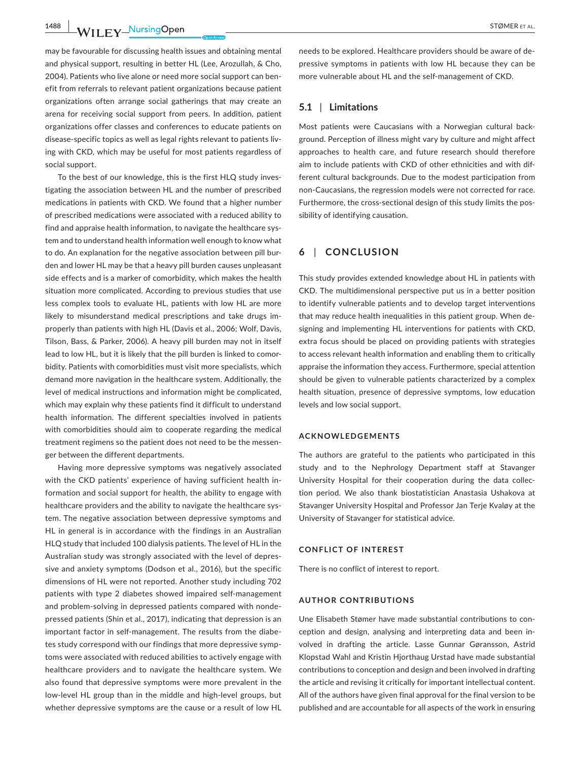may be favourable for discussing health issues and obtaining mental and physical support, resulting in better HL (Lee, Arozullah, & Cho, 2004). Patients who live alone or need more social support can benefit from referrals to relevant patient organizations because patient organizations often arrange social gatherings that may create an arena for receiving social support from peers. In addition, patient organizations offer classes and conferences to educate patients on disease-specific topics as well as legal rights relevant to patients living with CKD, which may be useful for most patients regardless of social support.

To the best of our knowledge, this is the first HLQ study investigating the association between HL and the number of prescribed medications in patients with CKD. We found that a higher number of prescribed medications were associated with a reduced ability to find and appraise health information, to navigate the healthcare system and to understand health information well enough to know what to do. An explanation for the negative association between pill burden and lower HL may be that a heavy pill burden causes unpleasant side effects and is a marker of comorbidity, which makes the health situation more complicated. According to previous studies that use less complex tools to evaluate HL, patients with low HL are more likely to misunderstand medical prescriptions and take drugs improperly than patients with high HL (Davis et al., 2006; Wolf, Davis, Tilson, Bass, & Parker, 2006). A heavy pill burden may not in itself lead to low HL, but it is likely that the pill burden is linked to comorbidity. Patients with comorbidities must visit more specialists, which demand more navigation in the healthcare system. Additionally, the level of medical instructions and information might be complicated, which may explain why these patients find it difficult to understand health information. The different specialties involved in patients with comorbidities should aim to cooperate regarding the medical treatment regimens so the patient does not need to be the messenger between the different departments.

Having more depressive symptoms was negatively associated with the CKD patients' experience of having sufficient health information and social support for health, the ability to engage with healthcare providers and the ability to navigate the healthcare system. The negative association between depressive symptoms and HL in general is in accordance with the findings in an Australian HLQ study that included 100 dialysis patients. The level of HL in the Australian study was strongly associated with the level of depressive and anxiety symptoms (Dodson et al., 2016), but the specific dimensions of HL were not reported. Another study including 702 patients with type 2 diabetes showed impaired self-management and problem-solving in depressed patients compared with nondepressed patients (Shin et al., 2017), indicating that depression is an important factor in self-management. The results from the diabetes study correspond with our findings that more depressive symptoms were associated with reduced abilities to actively engage with healthcare providers and to navigate the healthcare system. We also found that depressive symptoms were more prevalent in the low-level HL group than in the middle and high-level groups, but whether depressive symptoms are the cause or a result of low HL needs to be explored. Healthcare providers should be aware of depressive symptoms in patients with low HL because they can be more vulnerable about HL and the self-management of CKD.

### 5.1 | Limitations

Most patients were Caucasians with a Norwegian cultural background. Perception of illness might vary by culture and might affect approaches to health care, and future research should therefore aim to include patients with CKD of other ethnicities and with different cultural backgrounds. Due to the modest participation from non-Caucasians, the regression models were not corrected for race. Furthermore, the cross-sectional design of this study limits the possibility of identifying causation.

## 6 | CONCLUSION

This study provides extended knowledge about HL in patients with CKD. The multidimensional perspective put us in a better position to identify vulnerable patients and to develop target interventions that may reduce health inequalities in this patient group. When designing and implementing HL interventions for patients with CKD, extra focus should be placed on providing patients with strategies to access relevant health information and enabling them to critically appraise the information they access. Furthermore, special attention should be given to vulnerable patients characterized by a complex health situation, presence of depressive symptoms, low education levels and low social support.

### ACKNOWLEDGEMENTS

The authors are grateful to the patients who participated in this study and to the Nephrology Department staff at Stavanger University Hospital for their cooperation during the data collection period. We also thank biostatistician Anastasia Ushakova at Stavanger University Hospital and Professor Jan Terje Kvaløy at the University of Stavanger for statistical advice.

### CONFLICT OF INTEREST

There is no conflict of interest to report.

### AUTHOR CONTRIBUTIONS

Une Elisabeth Stømer have made substantial contributions to conception and design, analysing and interpreting data and been involved in drafting the article. Lasse Gunnar Gøransson, Astrid Klopstad Wahl and Kristin Hjorthaug Urstad have made substantial contributions to conception and design and been involved in drafting the article and revising it critically for important intellectual content. All of the authors have given final approval for the final version to be published and are accountable for all aspects of the work in ensuring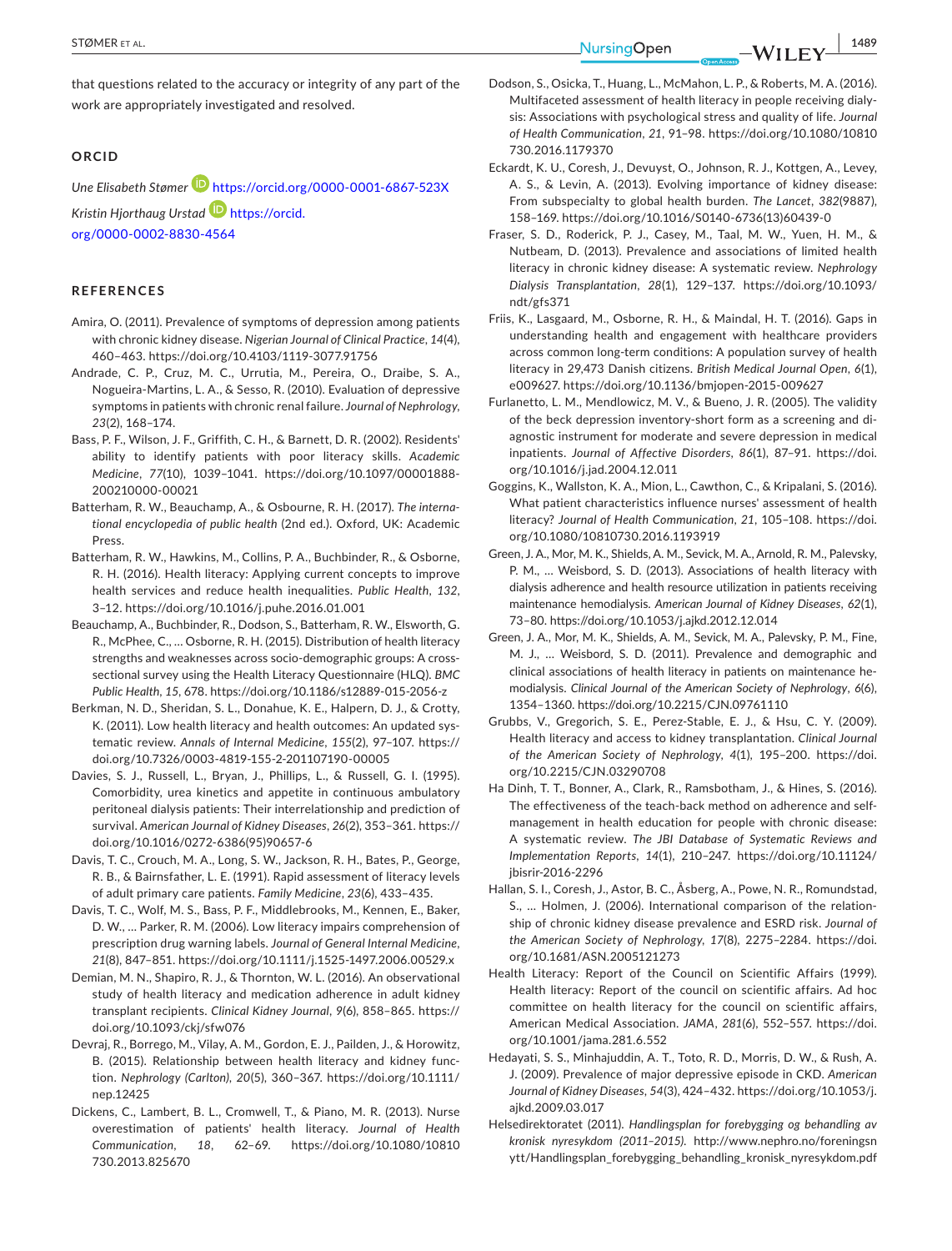that questions related to the accuracy or integrity of any part of the work are appropriately investigated and resolved.

## ORCID

*Une Elisabeth Stømer* https://orcid.org/0000-0001-6867-523X

*Kristin Hjorthaug Urstad* https://orcid.org/0000-0002-8830-4564

## REFERENCES

Amira, O. (2011). Prevalence of symptoms of depression among patients with chronic kidney disease. *Nigerian Journal of Clinical Practice*, *14*(4), 460–463. https://doi.org/10.4103/1119-3077.91756

Andrade, C. P., Cruz, M. C., Urrutia, M., Pereira, O., Draibe, S. A., Nogueira-Martins, L. A., & Sesso, R. (2010). Evaluation of depressive symptoms in patients with chronic renal failure. *Journal of Nephrology*, *23*(2), 168–174.

Bass, P. F., Wilson, J. F., Griffith, C. H., & Barnett, D. R. (2002). Residents' ability to identify patients with poor literacy skills. *Academic Medicine*, *77*(10), 1039–1041. https://doi.org/10.1097/00001888-200210000-00021

Batterham, R. W., Beauchamp, A., & Osbourne, R. H. (2017). *The international encyclopedia of public health* (2nd ed.). Oxford, UK: Academic Press.

Batterham, R. W., Hawkins, M., Collins, P. A., Buchbinder, R., & Osborne, R. H. (2016). Health literacy: Applying current concepts to improve health services and reduce health inequalities. *Public Health*, *132*, 3–12. https://doi.org/10.1016/j.puhe.2016.01.001

Beauchamp, A., Buchbinder, R., Dodson, S., Batterham, R. W., Elsworth, G. R., McPhee, C., … Osborne, R. H. (2015). Distribution of health literacy strengths and weaknesses across socio-demographic groups: A cross-sectional survey using the Health Literacy Questionnaire (HLQ). *BMC Public Health*, *15*, 678. https://doi.org/10.1186/s12889-015-2056-z

Berkman, N. D., Sheridan, S. L., Donahue, K. E., Halpern, D. J., & Crotty, K. (2011). Low health literacy and health outcomes: An updated systematic review. *Annals of Internal Medicine*, *155*(2), 97–107. https://doi.org/10.7326/0003-4819-155-2-201107190-00005

Davies, S. J., Russell, L., Bryan, J., Phillips, L., & Russell, G. I. (1995). Comorbidity, urea kinetics and appetite in continuous ambulatory peritoneal dialysis patients: Their interrelationship and prediction of survival. *American Journal of Kidney Diseases*, *26*(2), 353–361. https://doi.org/10.1016/0272-6386(95)90657-6

Davis, T. C., Crouch, M. A., Long, S. W., Jackson, R. H., Bates, P., George, R. B., & Bairnsfather, L. E. (1991). Rapid assessment of literacy levels of adult primary care patients. *Family Medicine*, *23*(6), 433–435.

Davis, T. C., Wolf, M. S., Bass, P. F., Middlebrooks, M., Kennen, E., Baker, D. W., … Parker, R. M. (2006). Low literacy impairs comprehension of prescription drug warning labels. *Journal of General Internal Medicine*, *21*(8), 847–851. https://doi.org/10.1111/j.1525-1497.2006.00529.x

Demian, M. N., Shapiro, R. J., & Thornton, W. L. (2016). An observational study of health literacy and medication adherence in adult kidney transplant recipients. *Clinical Kidney Journal*, *9*(6), 858–865. https://doi.org/10.1093/ckj/sfw076

Devraj, R., Borrego, M., Vilay, A. M., Gordon, E. J., Pailden, J., & Horowitz, B. (2015). Relationship between health literacy and kidney function. *Nephrology (Carlton)*, *20*(5), 360–367. https://doi.org/10.1111/nep.12425

Dickens, C., Lambert, B. L., Cromwell, T., & Piano, M. R. (2013). Nurse overestimation of patients' health literacy. *Journal of Health Communication*, *18*, 62–69. https://doi.org/10.1080/10810730.2013.825670

Dodson, S., Osicka, T., Huang, L., McMahon, L. P., & Roberts, M. A. (2016). Multifaceted assessment of health literacy in people receiving dialysis: Associations with psychological stress and quality of life. *Journal of Health Communication*, *21*, 91–98. https://doi.org/10.1080/10810730.2016.1179370

Eckardt, K. U., Coresh, J., Devuyst, O., Johnson, R. J., Kottgen, A., Levey, A. S., & Levin, A. (2013). Evolving importance of kidney disease: From subspecialty to global health burden. *The Lancet*, *382*(9887), 158–169. https://doi.org/10.1016/S0140-6736(13)60439-0

Fraser, S. D., Roderick, P. J., Casey, M., Taal, M. W., Yuen, H. M., & Nutbeam, D. (2013). Prevalence and associations of limited health literacy in chronic kidney disease: A systematic review. *Nephrology Dialysis Transplantation*, *28*(1), 129–137. https://doi.org/10.1093/ndt/gfs371

Friis, K., Lasgaard, M., Osborne, R. H., & Maindal, H. T. (2016). Gaps in understanding health and engagement with healthcare providers across common long-term conditions: A population survey of health literacy in 29,473 Danish citizens. *British Medical Journal Open*, *6*(1), e009627. https://doi.org/10.1136/bmjopen-2015-009627

Furlanetto, L. M., Mendlowicz, M. V., & Bueno, J. R. (2005). The validity of the beck depression inventory-short form as a screening and diagnostic instrument for moderate and severe depression in medical inpatients. *Journal of Affective Disorders*, *86*(1), 87–91. https://doi.org/10.1016/j.jad.2004.12.011

Goggins, K., Wallston, K. A., Mion, L., Cawthon, C., & Kripalani, S. (2016). What patient characteristics influence nurses' assessment of health literacy? *Journal of Health Communication*, *21*, 105–108. https://doi.org/10.1080/10810730.2016.1193919

Green, J. A., Mor, M. K., Shields, A. M., Sevick, M. A., Arnold, R. M., Palevsky, P. M., … Weisbord, S. D. (2013). Associations of health literacy with dialysis adherence and health resource utilization in patients receiving maintenance hemodialysis. *American Journal of Kidney Diseases*, *62*(1), 73–80. https://doi.org/10.1053/j.ajkd.2012.12.014

Green, J. A., Mor, M. K., Shields, A. M., Sevick, M. A., Palevsky, P. M., Fine, M. J., … Weisbord, S. D. (2011). Prevalence and demographic and clinical associations of health literacy in patients on maintenance hemodialysis. *Clinical Journal of the American Society of Nephrology*, *6*(6), 1354–1360. https://doi.org/10.2215/CJN.09761110

Grubbs, V., Gregorich, S. E., Perez-Stable, E. J., & Hsu, C. Y. (2009). Health literacy and access to kidney transplantation. *Clinical Journal of the American Society of Nephrology*, *4*(1), 195–200. https://doi.org/10.2215/CJN.03290708

Ha Dinh, T. T., Bonner, A., Clark, R., Ramsbotham, J., & Hines, S. (2016). The effectiveness of the teach-back method on adherence and self-management in health education for people with chronic disease: A systematic review. *The JBI Database of Systematic Reviews and Implementation Reports*, *14*(1), 210–247. https://doi.org/10.11124/jbisrir-2016-2296

Hallan, S. I., Coresh, J., Astor, B. C., Åsberg, A., Powe, N. R., Romundstad, S., … Holmen, J. (2006). International comparison of the relationship of chronic kidney disease prevalence and ESRD risk. *Journal of the American Society of Nephrology*, *17*(8), 2275–2284. https://doi.org/10.1681/ASN.2005121273

Health Literacy: Report of the Council on Scientific Affairs (1999). Health literacy: Report of the council on scientific affairs. Ad hoc committee on health literacy for the council on scientific affairs, American Medical Association. *JAMA*, *281*(6), 552–557. https://doi.org/10.1001/jama.281.6.552

Hedayati, S. S., Minhajuddin, A. T., Toto, R. D., Morris, D. W., & Rush, A. J. (2009). Prevalence of major depressive episode in CKD. *American Journal of Kidney Diseases*, *54*(3), 424–432. https://doi.org/10.1053/j.ajkd.2009.03.017

Helsedirektoratet (2011). *Handlingsplan for forebygging og behandling av kronisk nyresykdom (2011–2015).* http://www.nephro.no/foreningsnytt/Handlingsplan_forebygging_behandling_kronisk_nyresykdom.pdf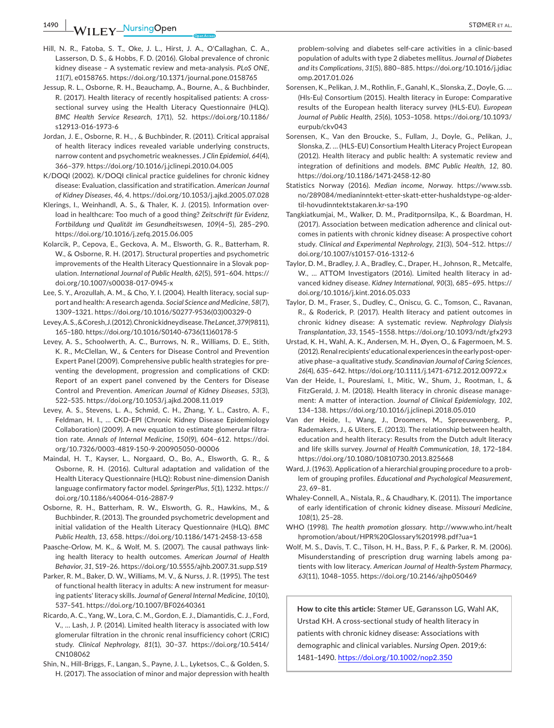Hill, N. R., Fatoba, S. T., Oke, J. L., Hirst, J. A., O'Callaghan, C. A., Lasserson, D. S., & Hobbs, F. D. (2016). Global prevalence of chronic kidney disease – A systematic review and meta-analysis. *PLoS ONE*, *11*(7), e0158765. https://doi.org/10.1371/journal.pone.0158765

Jessup, R. L., Osborne, R. H., Beauchamp, A., Bourne, A., & Buchbinder, R. (2017). Health literacy of recently hospitalised patients: A cross-sectional survey using the Health Literacy Questionnaire (HLQ). *BMC Health Service Research*, *17*(1), 52. https://doi.org/10.1186/s12913-016-1973-6

Jordan, J. E., Osborne, R. H., , & Buchbinder, R. (2011). Critical appraisal of health literacy indices revealed variable underlying constructs, narrow content and psychometric weaknesses. *J Clin Epidemiol*, *64*(4), 366–379. https://doi.org/10.1016/j.jclinepi.2010.04.005

K/DOQI (2002). K/DOQI clinical practice guidelines for chronic kidney disease: Evaluation, classification and stratification. *American Journal of Kidney Diseases*, *46*, 4. https://doi.org/10.1053/j.ajkd.2005.07.028

Klerings, I., Weinhandl, A. S., & Thaler, K. J. (2015). Information overload in healthcare: Too much of a good thing? *Zeitschrift für Evidenz, Fortbildung und Qualität im Gesundheitswesen*, *109*(4–5), 285–290. https://doi.org/10.1016/j.zefq.2015.06.005

Kolarcik, P., Cepova, E., Geckova, A. M., Elsworth, G. R., Batterham, R. W., & Osborne, R. H. (2017). Structural properties and psychometric improvements of the Health Literacy Questionnaire in a Slovak population. *International Journal of Public Health*, *62*(5), 591–604. https://doi.org/10.1007/s00038-017-0945-x

Lee, S. Y., Arozullah, A. M., & Cho, Y. I. (2004). Health literacy, social support and health: A research agenda. *Social Science and Medicine*, *58*(7), 1309–1321. https://doi.org/10.1016/S0277-9536(03)00329-0

Levey, A. S., & Coresh, J. (2012). Chronic kidney disease. *The Lancet*, *379*(9811), 165–180. https://doi.org/10.1016/S0140-6736(11)60178-5

Levey, A. S., Schoolwerth, A. C., Burrows, N. R., Williams, D. E., Stith, K. R., McClellan, W., & Centers for Disease Control and Prevention Expert Panel (2009). Comprehensive public health strategies for preventing the development, progression and complications of CKD: Report of an expert panel convened by the Centers for Disease Control and Prevention. *American Journal of Kidney Diseases*, *53*(3), 522–535. https://doi.org/10.1053/j.ajkd.2008.11.019

Levey, A. S., Stevens, L. A., Schmid, C. H., Zhang, Y. L., Castro, A. F., Feldman, H. I., … CKD-EPI (Chronic Kidney Disease Epidemiology Collaboration) (2009). A new equation to estimate glomerular filtration rate. *Annals of Internal Medicine*, *150*(9), 604–612. https://doi.org/10.7326/0003-4819-150-9-200905050-00006

Maindal, H. T., Kayser, L., Norgaard, O., Bo, A., Elsworth, G. R., & Osborne, R. H. (2016). Cultural adaptation and validation of the Health Literacy Questionnaire (HLQ): Robust nine-dimension Danish language confirmatory factor model. *SpringerPlus*, *5*(1), 1232. https://doi.org/10.1186/s40064-016-2887-9

Osborne, R. H., Batterham, R. W., Elsworth, G. R., Hawkins, M., & Buchbinder, R. (2013). The grounded psychometric development and initial validation of the Health Literacy Questionnaire (HLQ). *BMC Public Health*, *13*, 658. https://doi.org/10.1186/1471-2458-13-658

Paasche-Orlow, M. K., & Wolf, M. S. (2007). The causal pathways linking health literacy to health outcomes. *American Journal of Health Behavior*, *31*, S19–26. https://doi.org/10.5555/ajhb.2007.31.supp.S19

Parker, R. M., Baker, D. W., Williams, M. V., & Nurss, J. R. (1995). The test of functional health literacy in adults: A new instrument for measuring patients' literacy skills. *Journal of General Internal Medicine*, *10*(10), 537–541. https://doi.org/10.1007/BF02640361

Ricardo, A. C., Yang, W., Lora, C. M., Gordon, E. J., Diamantidis, C. J., Ford, V., … Lash, J. P. (2014). Limited health literacy is associated with low glomerular filtration in the chronic renal insufficiency cohort (CRIC) study. *Clinical Nephrology*, *81*(1), 30–37. https://doi.org/10.5414/CN108062

Shin, N., Hill-Briggs, F., Langan, S., Payne, J. L., Lyketsos, C., & Golden, S. H. (2017). The association of minor and major depression with health problem-solving and diabetes self-care activities in a clinic-based population of adults with type 2 diabetes mellitus. *Journal of Diabetes and its Complications*, *31*(5), 880–885. https://doi.org/10.1016/j.jdiacomp.2017.01.026

Sorensen, K., Pelikan, J. M., Rothlin, F., Ganahl, K., Slonska, Z., Doyle, G. … (Hls-Eu) Consortium (2015). Health literacy in Europe: Comparative results of the European health literacy survey (HLS-EU). *European Journal of Public Health*, *25*(6), 1053–1058. https://doi.org/10.1093/eurpub/ckv043

Sorensen, K., Van den Broucke, S., Fullam, J., Doyle, G., Pelikan, J., Slonska, Z. … (HLS-EU) Consortium Health Literacy Project European (2012). Health literacy and public health: A systematic review and integration of definitions and models. *BMC Public Health*, *12*, 80. https://doi.org/10.1186/1471-2458-12-80

Statistics Norway (2016). *Median income, Norway*. https://www.ssb.no/289084/medianinntekt-etter-skatt-etter-hushaldstype-og-alder-til-hovudinntektstakaren.kr-sa-190

Tangkiatkumjai, M., Walker, D. M., Praditpornsilpa, K., & Boardman, H. (2017). Association between medication adherence and clinical outcomes in patients with chronic kidney disease: A prospective cohort study. *Clinical and Experimental Nephrology*, *21*(3), 504–512. https://doi.org/10.1007/s10157-016-1312-6

Taylor, D. M., Bradley, J. A., Bradley, C., Draper, H., Johnson, R., Metcalfe, W., … ATTOM Investigators (2016). Limited health literacy in advanced kidney disease. *Kidney International*, *90*(3), 685–695. https://doi.org/10.1016/j.kint.2016.05.033

Taylor, D. M., Fraser, S., Dudley, C., Oniscu, G. C., Tomson, C., Ravanan, R., & Roderick, P. (2017). Health literacy and patient outcomes in chronic kidney disease: A systematic review. *Nephrology Dialysis Transplantation*, *33*, 1545–1558. https://doi.org/10.1093/ndt/gfx293

Urstad, K. H., Wahl, A. K., Andersen, M. H., Øyen, O., & Fagermoen, M. S. (2012). Renal recipients' educational experiences in the early post-operative phase–a qualitative study. *Scandinavian Journal of Caring Sciences*, *26*(4), 635–642. https://doi.org/10.1111/j.1471-6712.2012.00972.x

Van der Heide, I., Poureslami, I., Mitic, W., Shum, J., Rootman, I., & FitzGerald, J. M. (2018). Health literacy in chronic disease management: A matter of interaction. *Journal of Clinical Epidemiology*, *102*, 134–138. https://doi.org/10.1016/j.jclinepi.2018.05.010

Van der Heide, I., Wang, J., Droomers, M., Spreeuwenberg, P., Rademakers, J., & Uiters, E. (2013). The relationship between health, education and health literacy: Results from the Dutch adult literacy and life skills survey. *Journal of Health Communication*, *18*, 172–184. https://doi.org/10.1080/10810730.2013.825668

Ward, J. (1963). Application of a hierarchial grouping procedure to a problem of grouping profiles. *Educational and Psychological Measurement*, *23*, 69–81.

Whaley-Connell, A., Nistala, R., & Chaudhary, K. (2011). The importance of early identification of chronic kidney disease. *Missouri Medicine*, *108*(1), 25–28.

WHO (1998). *The health promotion glossary*. http://www.who.int/healthpromotion/about/HPR%20Glossary%201998.pdf?ua=1

Wolf, M. S., Davis, T. C., Tilson, H. H., Bass, P. F., & Parker, R. M. (2006). Misunderstanding of prescription drug warning labels among patients with low literacy. *American Journal of Health-System Pharmacy*, *63*(11), 1048–1055. https://doi.org/10.2146/ajhp050469

**How to cite this article:** Stømer UE, Gøransson LG, Wahl AK, Urstad KH. A cross-sectional study of health literacy in patients with chronic kidney disease: Associations with demographic and clinical variables. *Nursing Open*. 2019;6:1481–1490. https://doi.org/10.1002/nop2.350